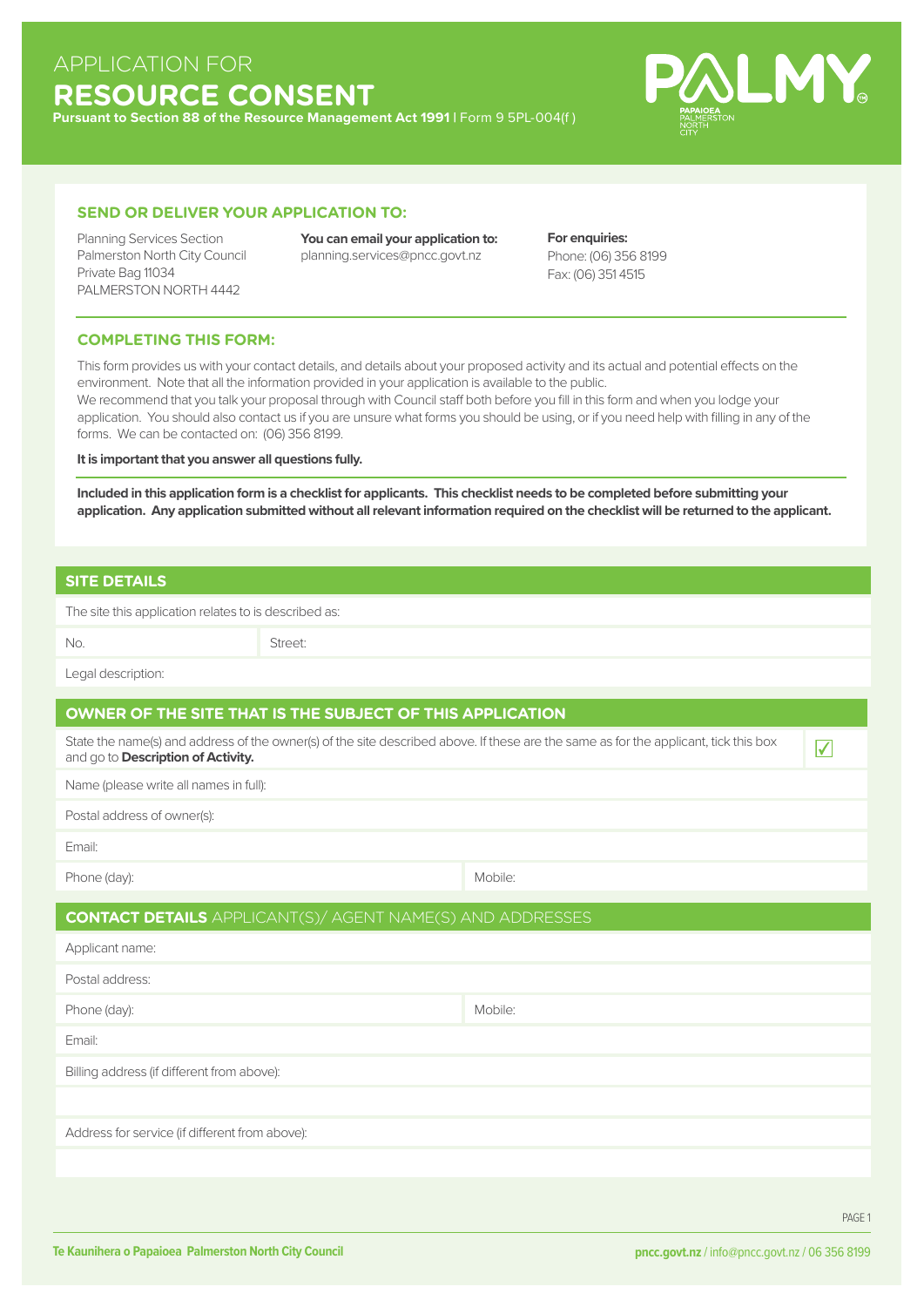# APPLICATION FOR
# RESOURCE CONSENT

**Pursuant to Section 88 of the Resource Management Act 1991** | Form 9 5PL-004(f )

PALMY — PAPAIOEA PALMERSTON NORTH CITY

## SEND OR DELIVER YOUR APPLICATION TO:

Planning Services Section
Palmerston North City Council
Private Bag 11034
PALMERSTON NORTH 4442

**You can email your application to:**
planning.services@pncc.govt.nz

**For enquiries:**
Phone: (06) 356 8199
Fax: (06) 351 4515

## COMPLETING THIS FORM:

This form provides us with your contact details, and details about your proposed activity and its actual and potential effects on the environment. Note that all the information provided in your application is available to the public.
We recommend that you talk your proposal through with Council staff both before you fill in this form and when you lodge your application. You should also contact us if you are unsure what forms you should be using, or if you need help with filling in any of the forms. We can be contacted on: (06) 356 8199.

**It is important that you answer all questions fully.**

**Included in this application form is a checklist for applicants. This checklist needs to be completed before submitting your application. Any application submitted without all relevant information required on the checklist will be returned to the applicant.**

## SITE DETAILS

The site this application relates to is described as:

No. | Street:

Legal description:

## OWNER OF THE SITE THAT IS THE SUBJECT OF THIS APPLICATION

State the name(s) and address of the owner(s) of the site described above. If these are the same as for the applicant, tick this box and go to **Description of Activity.** ☑

Name (please write all names in full):

Postal address of owner(s):

Email:

Phone (day): | Mobile:

## CONTACT DETAILS APPLICANT(S)/ AGENT NAME(S) AND ADDRESSES

Applicant name:

Postal address:

Phone (day): | Mobile:

Email:

Billing address (if different from above):

Address for service (if different from above):

Te Kaunihera o Papaioea Palmerston North City Council

pncc.govt.nz / info@pncc.govt.nz / 06 356 8199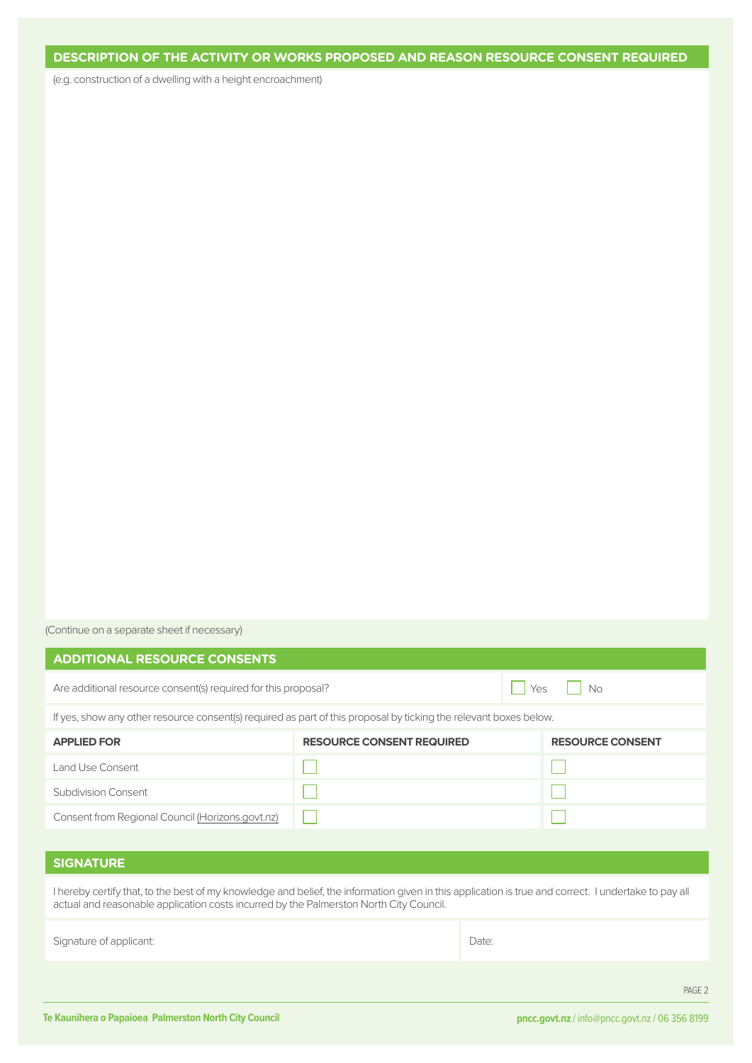## DESCRIPTION OF THE ACTIVITY OR WORKS PROPOSED AND REASON RESOURCE CONSENT REQUIRED

(e.g. construction of a dwelling with a height encroachment)

(Continue on a separate sheet if necessary)

## ADDITIONAL RESOURCE CONSENTS

Are additional resource consent(s) required for this proposal? ☐ Yes ☐ No

If yes, show any other resource consent(s) required as part of this proposal by ticking the relevant boxes below.

| APPLIED FOR | RESOURCE CONSENT REQUIRED | RESOURCE CONSENT |
|---|---|---|
| Land Use Consent | ☐ | ☐ |
| Subdivision Consent | ☐ | ☐ |
| Consent from Regional Council (Horizons.govt.nz) | ☐ | ☐ |

## SIGNATURE

I hereby certify that, to the best of my knowledge and belief, the information given in this application is true and correct. I undertake to pay all actual and reasonable application costs incurred by the Palmerston North City Council.

| Signature of applicant: | Date: |
|---|---|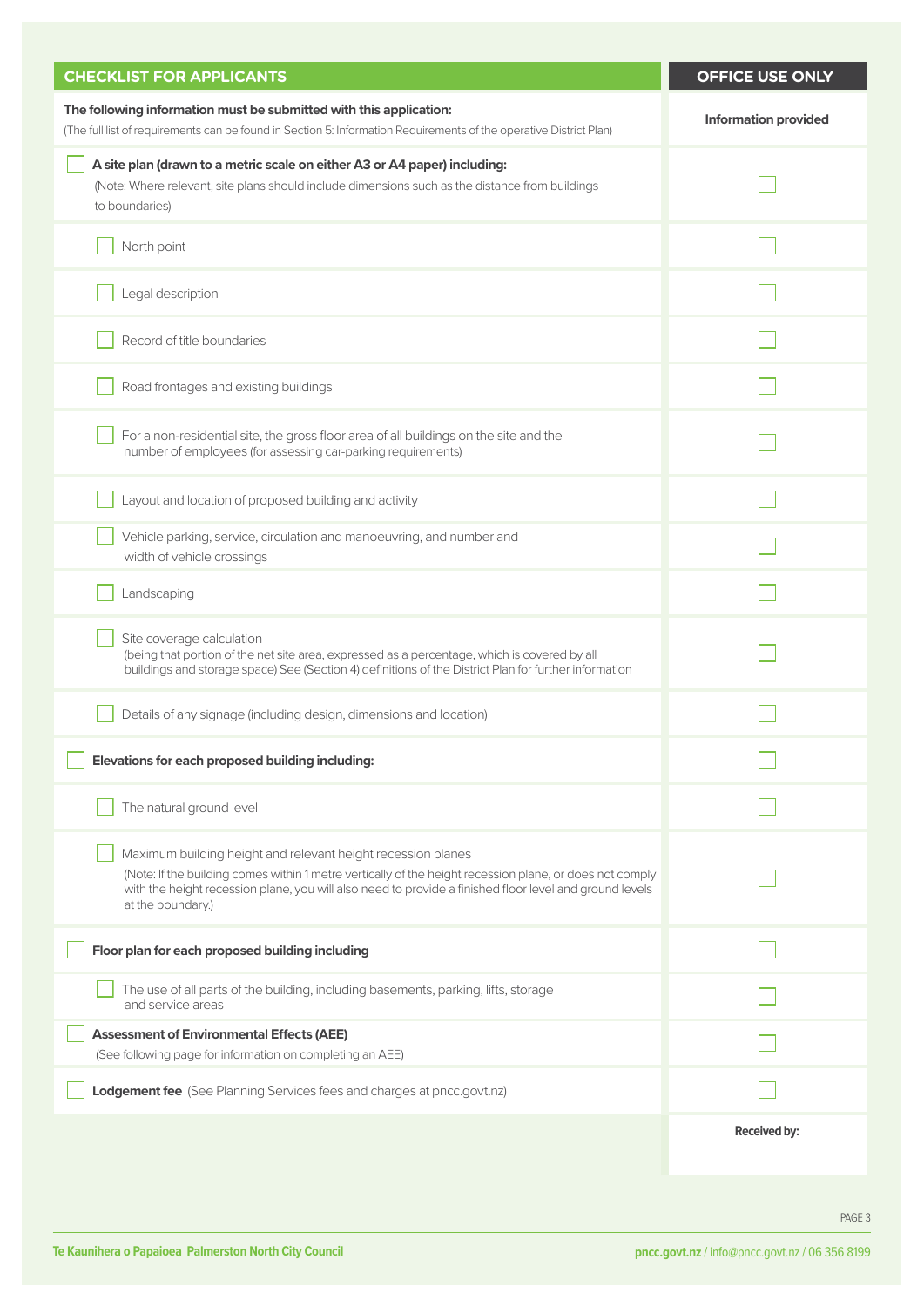| CHECKLIST FOR APPLICANTS | OFFICE USE ONLY |
|---|---|
| **The following information must be submitted with this application:** (The full list of requirements can be found in Section 5: Information Requirements of the operative District Plan) | **Information provided** |
| ☐ **A site plan (drawn to a metric scale on either A3 or A4 paper) including:** (Note: Where relevant, site plans should include dimensions such as the distance from buildings to boundaries) | ☐ |
| ☐ North point | ☐ |
| ☐ Legal description | ☐ |
| ☐ Record of title boundaries | ☐ |
| ☐ Road frontages and existing buildings | ☐ |
| ☐ For a non-residential site, the gross floor area of all buildings on the site and the number of employees (for assessing car-parking requirements) | ☐ |
| ☐ Layout and location of proposed building and activity | ☐ |
| ☐ Vehicle parking, service, circulation and manoeuvring, and number and width of vehicle crossings | ☐ |
| ☐ Landscaping | ☐ |
| ☐ Site coverage calculation (being that portion of the net site area, expressed as a percentage, which is covered by all buildings and storage space) See (Section 4) definitions of the District Plan for further information | ☐ |
| ☐ Details of any signage (including design, dimensions and location) | ☐ |
| ☐ **Elevations for each proposed building including:** | ☐ |
| ☐ The natural ground level | ☐ |
| ☐ Maximum building height and relevant height recession planes (Note: If the building comes within 1 metre vertically of the height recession plane, or does not comply with the height recession plane, you will also need to provide a finished floor level and ground levels at the boundary.) | ☐ |
| ☐ **Floor plan for each proposed building including** | ☐ |
| ☐ The use of all parts of the building, including basements, parking, lifts, storage and service areas | ☐ |
| ☐ **Assessment of Environmental Effects (AEE)** (See following page for information on completing an AEE) | ☐ |
| ☐ **Lodgement fee** (See Planning Services fees and charges at pncc.govt.nz) | ☐ |
| | **Received by:** |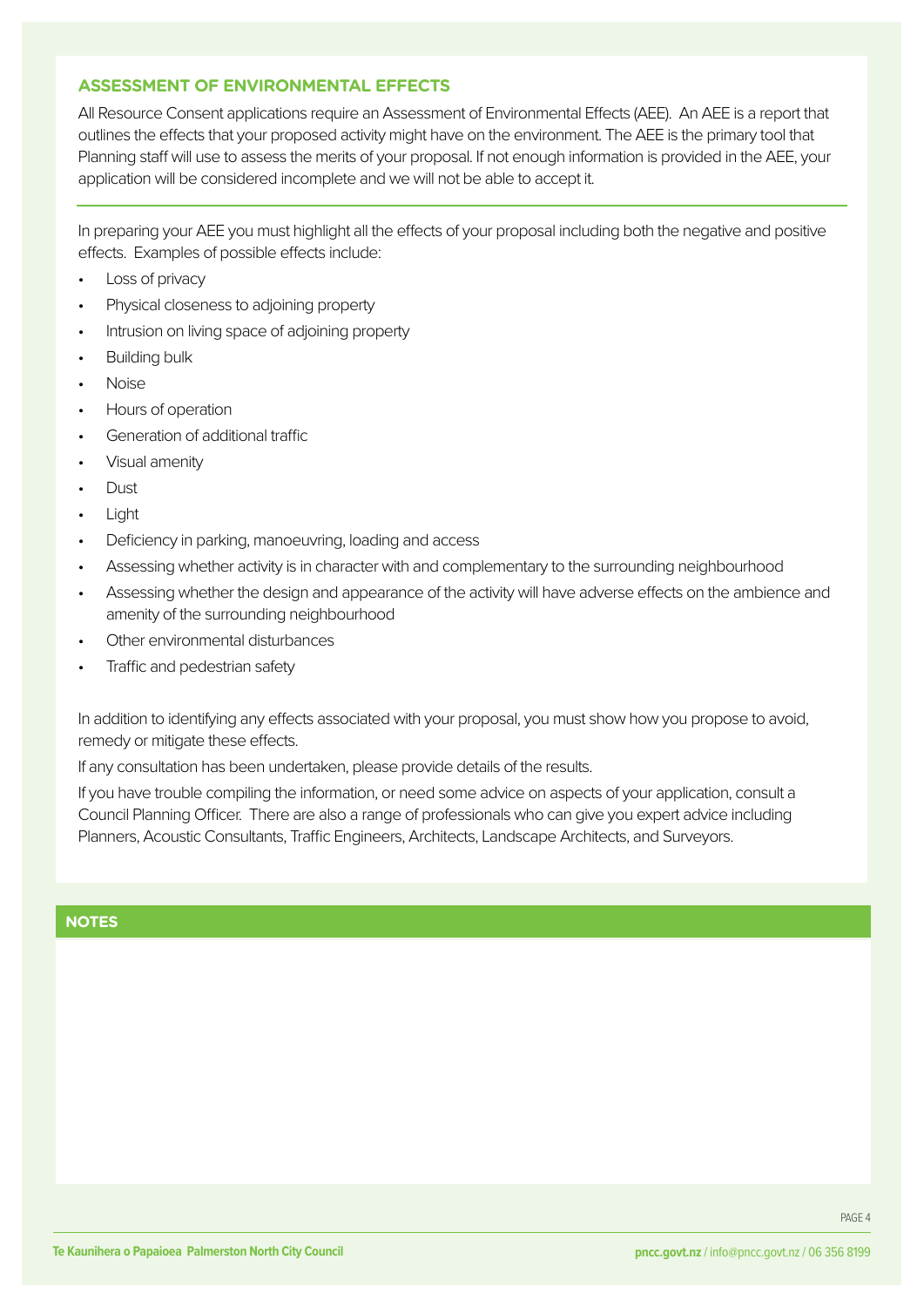## ASSESSMENT OF ENVIRONMENTAL EFFECTS

All Resource Consent applications require an Assessment of Environmental Effects (AEE). An AEE is a report that outlines the effects that your proposed activity might have on the environment. The AEE is the primary tool that Planning staff will use to assess the merits of your proposal. If not enough information is provided in the AEE, your application will be considered incomplete and we will not be able to accept it.

In preparing your AEE you must highlight all the effects of your proposal including both the negative and positive effects. Examples of possible effects include:

- Loss of privacy
- Physical closeness to adjoining property
- Intrusion on living space of adjoining property
- Building bulk
- Noise
- Hours of operation
- Generation of additional traffic
- Visual amenity
- Dust
- Light
- Deficiency in parking, manoeuvring, loading and access
- Assessing whether activity is in character with and complementary to the surrounding neighbourhood
- Assessing whether the design and appearance of the activity will have adverse effects on the ambience and amenity of the surrounding neighbourhood
- Other environmental disturbances
- Traffic and pedestrian safety

In addition to identifying any effects associated with your proposal, you must show how you propose to avoid, remedy or mitigate these effects.

If any consultation has been undertaken, please provide details of the results.

If you have trouble compiling the information, or need some advice on aspects of your application, consult a Council Planning Officer. There are also a range of professionals who can give you expert advice including Planners, Acoustic Consultants, Traffic Engineers, Architects, Landscape Architects, and Surveyors.

## NOTES

Te Kaunihera o Papaioea Palmerston North City Council

pncc.govt.nz / info@pncc.govt.nz / 06 356 8199